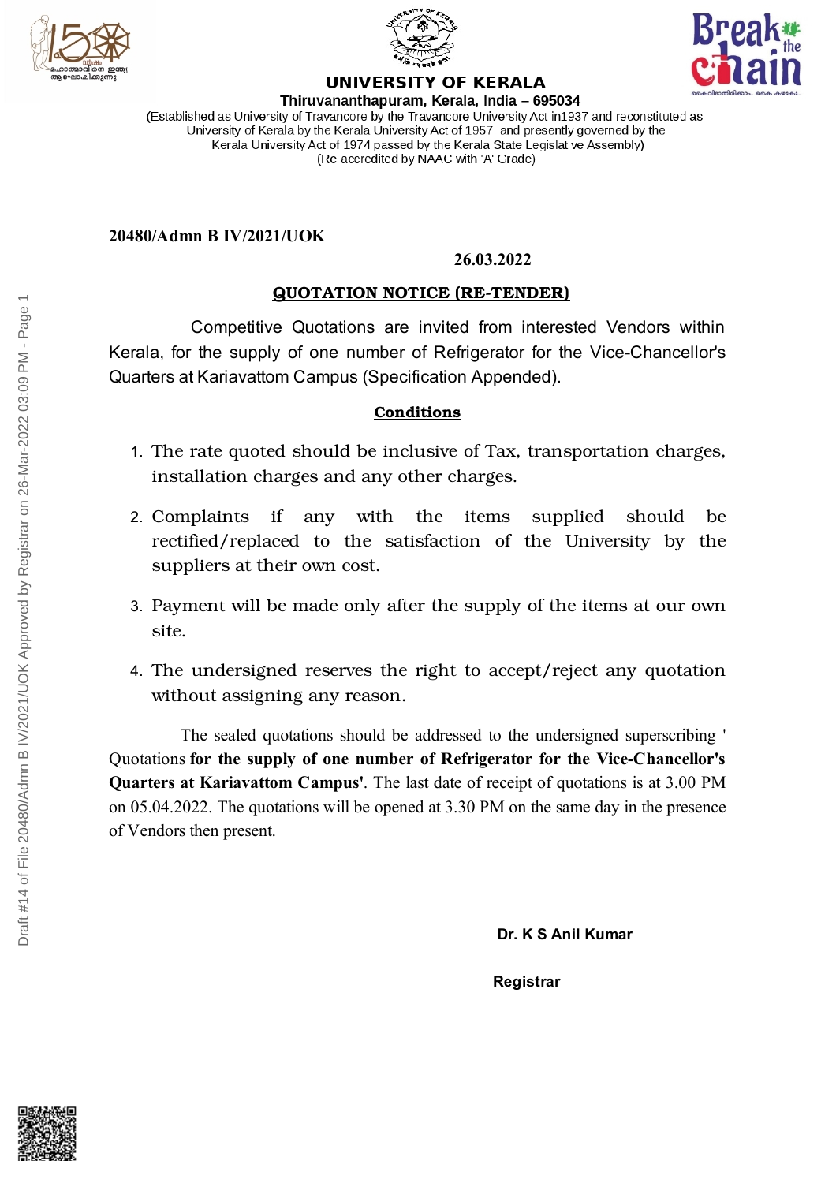# UNIVERSITY OF KERALA

**Thiruvananthapuram, Kerala, India – 695034**

(Established as University of Travancore by the Travancore University Act in1937 and reconstituted as University of Kerala by the Kerala University Act of 1957 and presently governed by the Kerala University Act of 1974 passed by the Kerala State Legislative Assembly)
(Re-accredited by NAAC with 'A' Grade)

**20480/Admn B IV/2021/UOK**

**26.03.2022**

## QUOTATION NOTICE (RE-TENDER)

Competitive Quotations are invited from interested Vendors within Kerala, for the supply of one number of Refrigerator for the Vice-Chancellor's Quarters at Kariavattom Campus (Specification Appended).

### Conditions

1. The rate quoted should be inclusive of Tax, transportation charges, installation charges and any other charges.
2. Complaints if any with the items supplied should be rectified/replaced to the satisfaction of the University by the suppliers at their own cost.
3. Payment will be made only after the supply of the items at our own site.
4. The undersigned reserves the right to accept/reject any quotation without assigning any reason.

The sealed quotations should be addressed to the undersigned superscribing ' Quotations **for the supply of one number of Refrigerator for the Vice-Chancellor's Quarters at Kariavattom Campus'**. The last date of receipt of quotations is at 3.00 PM on 05.04.2022. The quotations will be opened at 3.30 PM on the same day in the presence of Vendors then present.

**Dr. K S Anil Kumar**

**Registrar**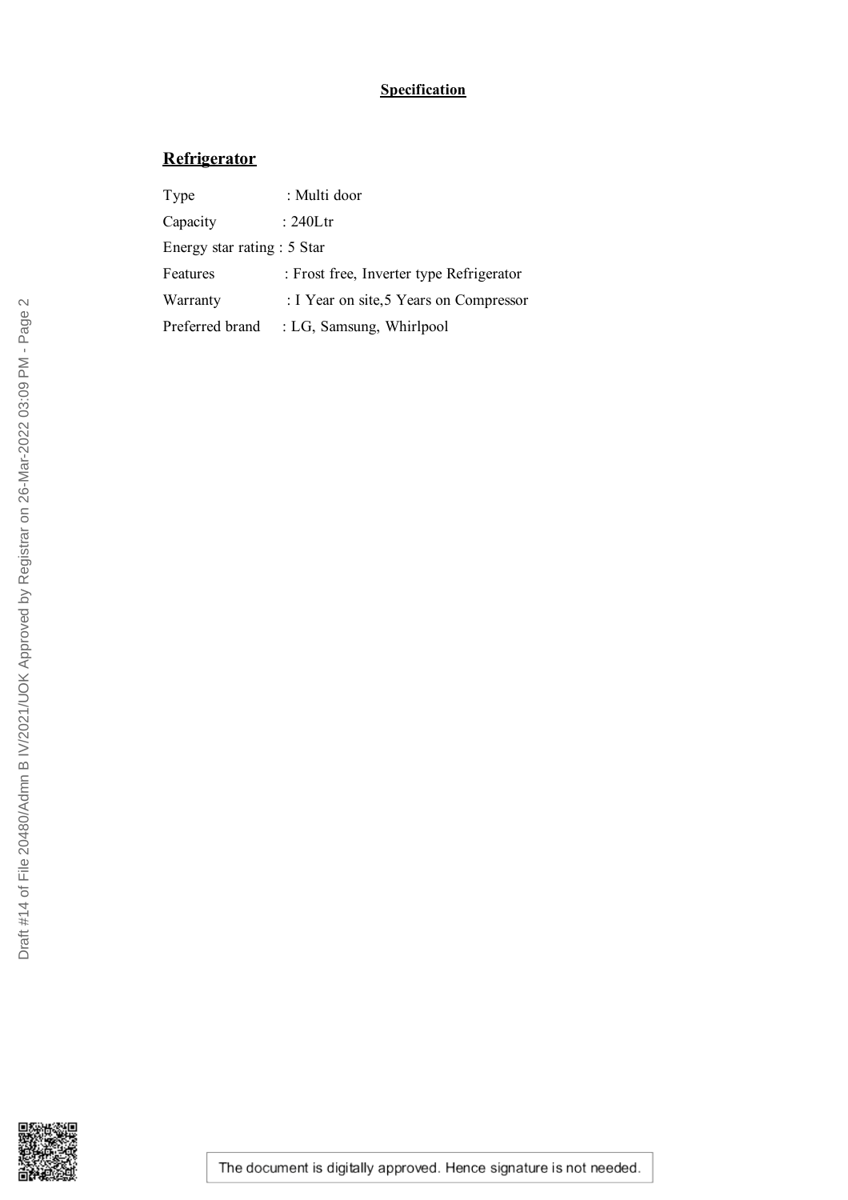**Specification**

## Refrigerator

Type : Multi door

Capacity : 240Ltr

Energy star rating : 5 Star

Features : Frost free, Inverter type Refrigerator

Warranty : I Year on site,5 Years on Compressor

Preferred brand : LG, Samsung, Whirlpool

Draft #14 of File 20480/Admn B IV/2021/UOK Approved by Registrar on 26-Mar-2022 03:09 PM - Page 2

The document is digitally approved. Hence signature is not needed.